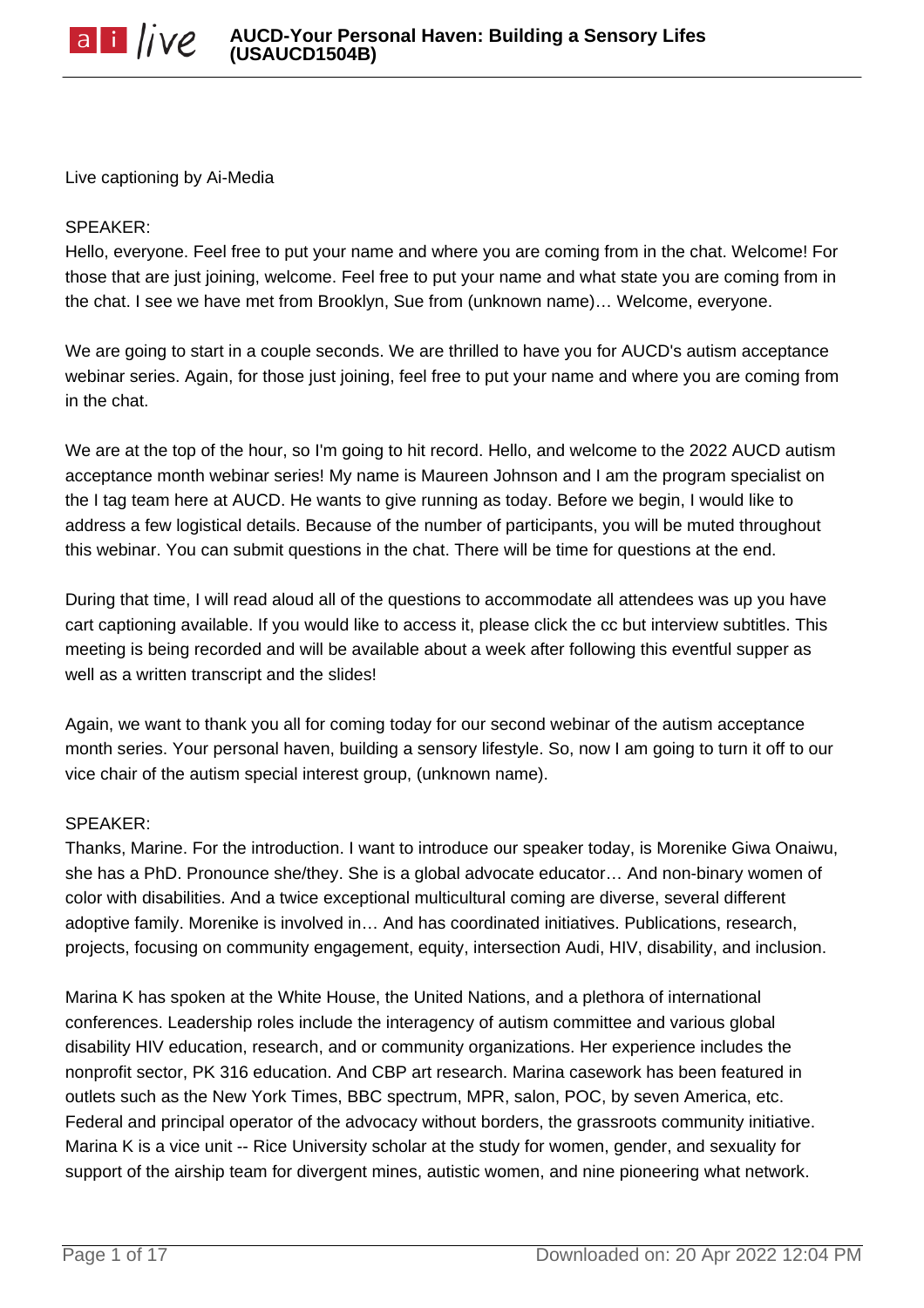Live captioning by Ai-Media

SPEAKER:
Hello, everyone. Feel free to put your name and where you are coming from in the chat. Welcome! For those that are just joining, welcome. Feel free to put your name and what state you are coming from in the chat. I see we have met from Brooklyn, Sue from (unknown name)… Welcome, everyone.

We are going to start in a couple seconds. We are thrilled to have you for AUCD's autism acceptance webinar series. Again, for those just joining, feel free to put your name and where you are coming from in the chat.

We are at the top of the hour, so I'm going to hit record. Hello, and welcome to the 2022 AUCD autism acceptance month webinar series! My name is Maureen Johnson and I am the program specialist on the I tag team here at AUCD. He wants to give running as today. Before we begin, I would like to address a few logistical details. Because of the number of participants, you will be muted throughout this webinar. You can submit questions in the chat. There will be time for questions at the end.

During that time, I will read aloud all of the questions to accommodate all attendees was up you have cart captioning available. If you would like to access it, please click the cc but interview subtitles. This meeting is being recorded and will be available about a week after following this eventful supper as well as a written transcript and the slides!

Again, we want to thank you all for coming today for our second webinar of the autism acceptance month series. Your personal haven, building a sensory lifestyle. So, now I am going to turn it off to our vice chair of the autism special interest group, (unknown name).

SPEAKER:
Thanks, Marine. For the introduction. I want to introduce our speaker today, is Morenike Giwa Onaiwu, she has a PhD. Pronounce she/they. She is a global advocate educator… And non-binary women of color with disabilities. And a twice exceptional multicultural coming are diverse, several different adoptive family. Morenike is involved in… And has coordinated initiatives. Publications, research, projects, focusing on community engagement, equity, intersection Audi, HIV, disability, and inclusion.

Marina K has spoken at the White House, the United Nations, and a plethora of international conferences. Leadership roles include the interagency of autism committee and various global disability HIV education, research, and or community organizations. Her experience includes the nonprofit sector, PK 316 education. And CBP art research. Marina casework has been featured in outlets such as the New York Times, BBC spectrum, MPR, salon, POC, by seven America, etc. Federal and principal operator of the advocacy without borders, the grassroots community initiative. Marina K is a vice unit -- Rice University scholar at the study for women, gender, and sexuality for support of the airship team for divergent mines, autistic women, and nine pioneering what network.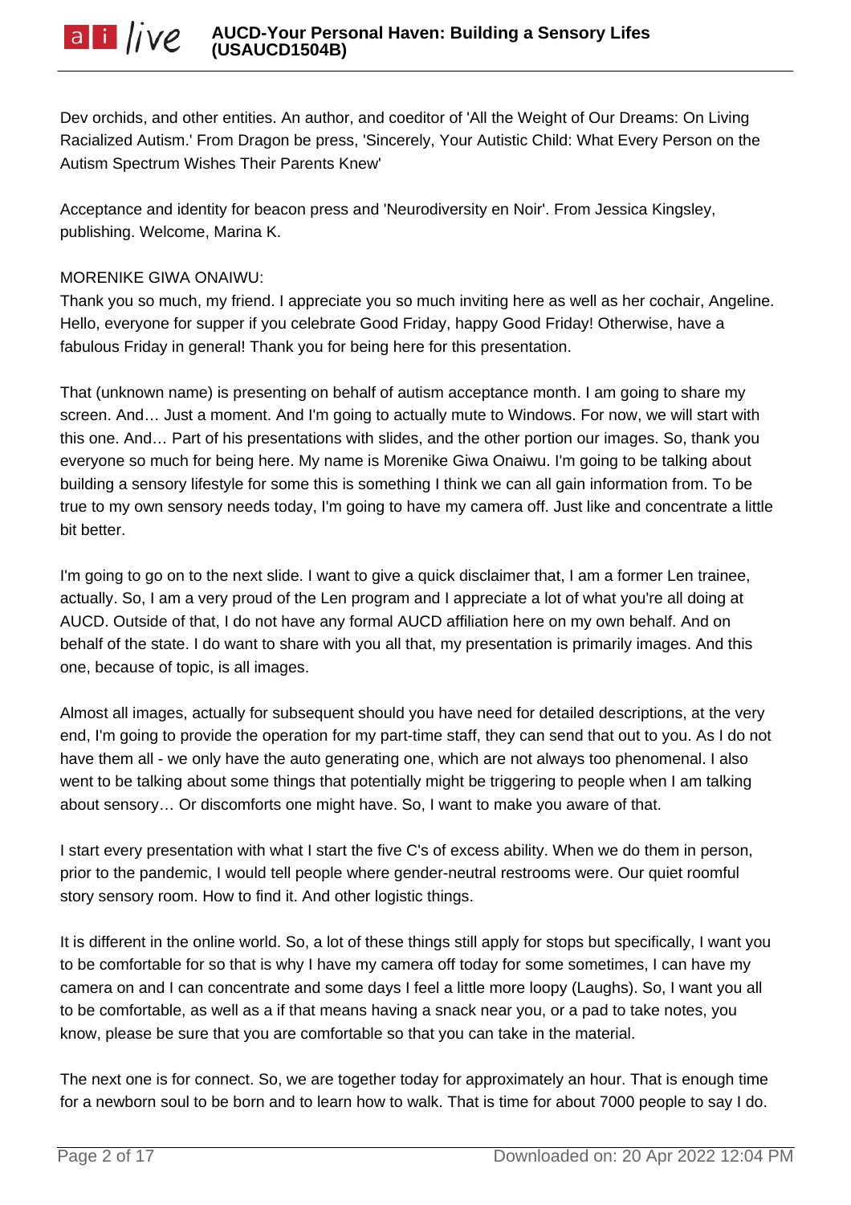Dev orchids, and other entities. An author, and coeditor of 'All the Weight of Our Dreams: On Living Racialized Autism.' From Dragon be press, 'Sincerely, Your Autistic Child: What Every Person on the Autism Spectrum Wishes Their Parents Knew'

Acceptance and identity for beacon press and 'Neurodiversity en Noir'. From Jessica Kingsley, publishing. Welcome, Marina K.

MORENIKE GIWA ONAIWU:
Thank you so much, my friend. I appreciate you so much inviting here as well as her cochair, Angeline. Hello, everyone for supper if you celebrate Good Friday, happy Good Friday! Otherwise, have a fabulous Friday in general! Thank you for being here for this presentation.

That (unknown name) is presenting on behalf of autism acceptance month. I am going to share my screen. And… Just a moment. And I'm going to actually mute to Windows. For now, we will start with this one. And… Part of his presentations with slides, and the other portion our images. So, thank you everyone so much for being here. My name is Morenike Giwa Onaiwu. I'm going to be talking about building a sensory lifestyle for some this is something I think we can all gain information from. To be true to my own sensory needs today, I'm going to have my camera off. Just like and concentrate a little bit better.

I'm going to go on to the next slide. I want to give a quick disclaimer that, I am a former Len trainee, actually. So, I am a very proud of the Len program and I appreciate a lot of what you're all doing at AUCD. Outside of that, I do not have any formal AUCD affiliation here on my own behalf. And on behalf of the state. I do want to share with you all that, my presentation is primarily images. And this one, because of topic, is all images.

Almost all images, actually for subsequent should you have need for detailed descriptions, at the very end, I'm going to provide the operation for my part-time staff, they can send that out to you. As I do not have them all - we only have the auto generating one, which are not always too phenomenal. I also went to be talking about some things that potentially might be triggering to people when I am talking about sensory… Or discomforts one might have. So, I want to make you aware of that.

I start every presentation with what I start the five C's of excess ability. When we do them in person, prior to the pandemic, I would tell people where gender-neutral restrooms were. Our quiet roomful story sensory room. How to find it. And other logistic things.

It is different in the online world. So, a lot of these things still apply for stops but specifically, I want you to be comfortable for so that is why I have my camera off today for some sometimes, I can have my camera on and I can concentrate and some days I feel a little more loopy (Laughs). So, I want you all to be comfortable, as well as a if that means having a snack near you, or a pad to take notes, you know, please be sure that you are comfortable so that you can take in the material.

The next one is for connect. So, we are together today for approximately an hour. That is enough time for a newborn soul to be born and to learn how to walk. That is time for about 7000 people to say I do.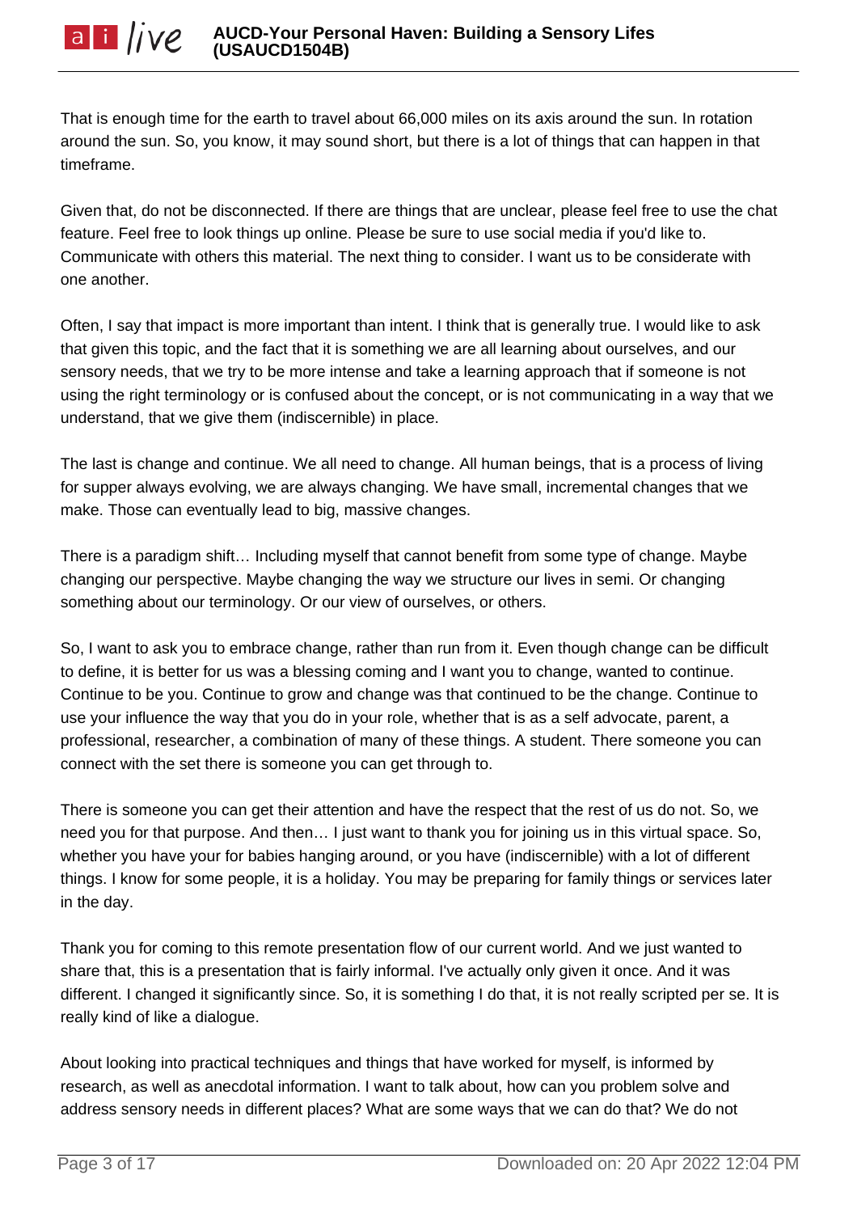That is enough time for the earth to travel about 66,000 miles on its axis around the sun. In rotation around the sun. So, you know, it may sound short, but there is a lot of things that can happen in that timeframe.

Given that, do not be disconnected. If there are things that are unclear, please feel free to use the chat feature. Feel free to look things up online. Please be sure to use social media if you'd like to. Communicate with others this material. The next thing to consider. I want us to be considerate with one another.

Often, I say that impact is more important than intent. I think that is generally true. I would like to ask that given this topic, and the fact that it is something we are all learning about ourselves, and our sensory needs, that we try to be more intense and take a learning approach that if someone is not using the right terminology or is confused about the concept, or is not communicating in a way that we understand, that we give them (indiscernible) in place.

The last is change and continue. We all need to change. All human beings, that is a process of living for supper always evolving, we are always changing. We have small, incremental changes that we make. Those can eventually lead to big, massive changes.

There is a paradigm shift… Including myself that cannot benefit from some type of change. Maybe changing our perspective. Maybe changing the way we structure our lives in semi. Or changing something about our terminology. Or our view of ourselves, or others.

So, I want to ask you to embrace change, rather than run from it. Even though change can be difficult to define, it is better for us was a blessing coming and I want you to change, wanted to continue. Continue to be you. Continue to grow and change was that continued to be the change. Continue to use your influence the way that you do in your role, whether that is as a self advocate, parent, a professional, researcher, a combination of many of these things. A student. There someone you can connect with the set there is someone you can get through to.

There is someone you can get their attention and have the respect that the rest of us do not. So, we need you for that purpose. And then… I just want to thank you for joining us in this virtual space. So, whether you have your for babies hanging around, or you have (indiscernible) with a lot of different things. I know for some people, it is a holiday. You may be preparing for family things or services later in the day.

Thank you for coming to this remote presentation flow of our current world. And we just wanted to share that, this is a presentation that is fairly informal. I've actually only given it once. And it was different. I changed it significantly since. So, it is something I do that, it is not really scripted per se. It is really kind of like a dialogue.

About looking into practical techniques and things that have worked for myself, is informed by research, as well as anecdotal information. I want to talk about, how can you problem solve and address sensory needs in different places? What are some ways that we can do that? We do not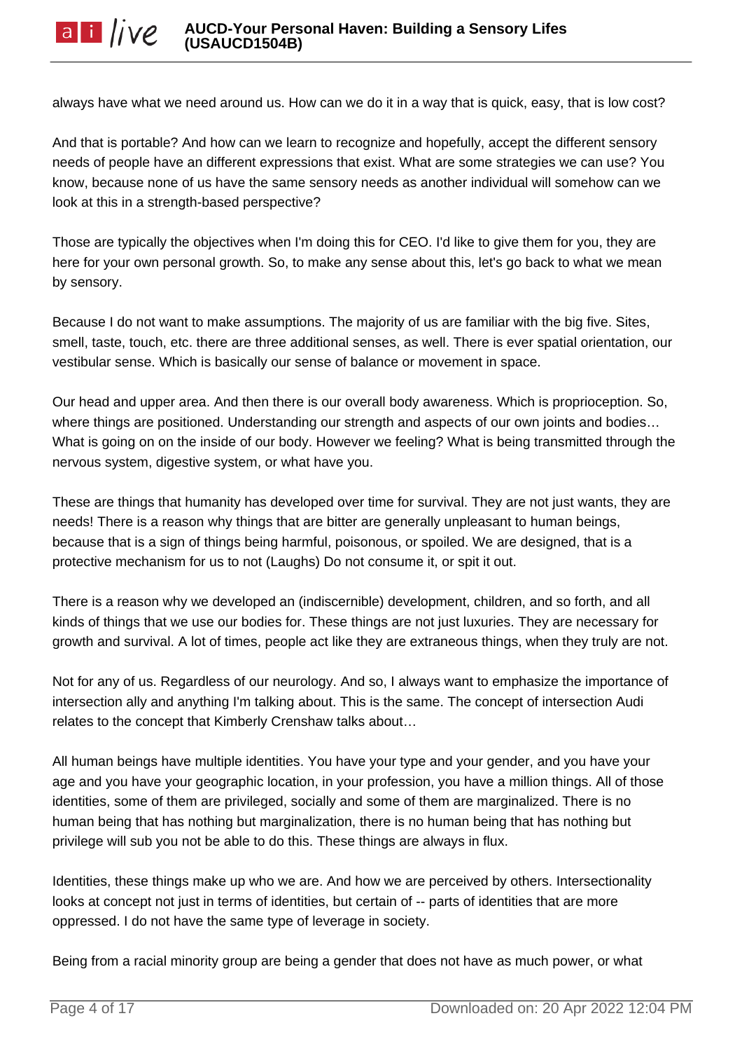always have what we need around us. How can we do it in a way that is quick, easy, that is low cost?

And that is portable? And how can we learn to recognize and hopefully, accept the different sensory needs of people have an different expressions that exist. What are some strategies we can use? You know, because none of us have the same sensory needs as another individual will somehow can we look at this in a strength-based perspective?

Those are typically the objectives when I'm doing this for CEO. I'd like to give them for you, they are here for your own personal growth. So, to make any sense about this, let's go back to what we mean by sensory.

Because I do not want to make assumptions. The majority of us are familiar with the big five. Sites, smell, taste, touch, etc. there are three additional senses, as well. There is ever spatial orientation, our vestibular sense. Which is basically our sense of balance or movement in space.

Our head and upper area. And then there is our overall body awareness. Which is proprioception. So, where things are positioned. Understanding our strength and aspects of our own joints and bodies… What is going on on the inside of our body. However we feeling? What is being transmitted through the nervous system, digestive system, or what have you.

These are things that humanity has developed over time for survival. They are not just wants, they are needs! There is a reason why things that are bitter are generally unpleasant to human beings, because that is a sign of things being harmful, poisonous, or spoiled. We are designed, that is a protective mechanism for us to not (Laughs) Do not consume it, or spit it out.

There is a reason why we developed an (indiscernible) development, children, and so forth, and all kinds of things that we use our bodies for. These things are not just luxuries. They are necessary for growth and survival. A lot of times, people act like they are extraneous things, when they truly are not.

Not for any of us. Regardless of our neurology. And so, I always want to emphasize the importance of intersection ally and anything I'm talking about. This is the same. The concept of intersection Audi relates to the concept that Kimberly Crenshaw talks about…

All human beings have multiple identities. You have your type and your gender, and you have your age and you have your geographic location, in your profession, you have a million things. All of those identities, some of them are privileged, socially and some of them are marginalized. There is no human being that has nothing but marginalization, there is no human being that has nothing but privilege will sub you not be able to do this. These things are always in flux.

Identities, these things make up who we are. And how we are perceived by others. Intersectionality looks at concept not just in terms of identities, but certain of -- parts of identities that are more oppressed. I do not have the same type of leverage in society.

Being from a racial minority group are being a gender that does not have as much power, or what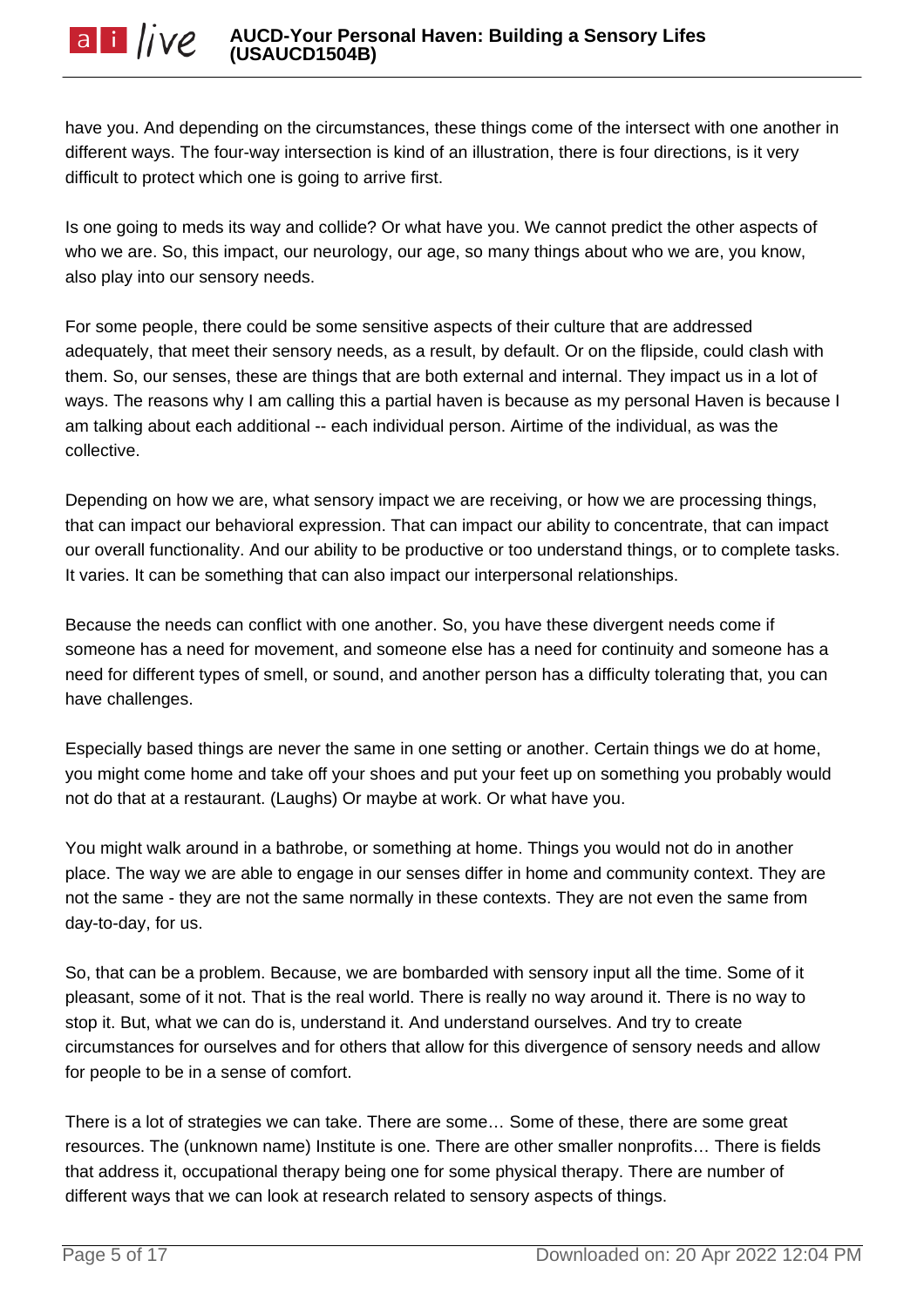have you. And depending on the circumstances, these things come of the intersect with one another in different ways. The four-way intersection is kind of an illustration, there is four directions, is it very difficult to protect which one is going to arrive first.

Is one going to meds its way and collide? Or what have you. We cannot predict the other aspects of who we are. So, this impact, our neurology, our age, so many things about who we are, you know, also play into our sensory needs.

For some people, there could be some sensitive aspects of their culture that are addressed adequately, that meet their sensory needs, as a result, by default. Or on the flipside, could clash with them. So, our senses, these are things that are both external and internal. They impact us in a lot of ways. The reasons why I am calling this a partial haven is because as my personal Haven is because I am talking about each additional -- each individual person. Airtime of the individual, as was the collective.

Depending on how we are, what sensory impact we are receiving, or how we are processing things, that can impact our behavioral expression. That can impact our ability to concentrate, that can impact our overall functionality. And our ability to be productive or too understand things, or to complete tasks. It varies. It can be something that can also impact our interpersonal relationships.

Because the needs can conflict with one another. So, you have these divergent needs come if someone has a need for movement, and someone else has a need for continuity and someone has a need for different types of smell, or sound, and another person has a difficulty tolerating that, you can have challenges.

Especially based things are never the same in one setting or another. Certain things we do at home, you might come home and take off your shoes and put your feet up on something you probably would not do that at a restaurant. (Laughs) Or maybe at work. Or what have you.

You might walk around in a bathrobe, or something at home. Things you would not do in another place. The way we are able to engage in our senses differ in home and community context. They are not the same - they are not the same normally in these contexts. They are not even the same from day-to-day, for us.

So, that can be a problem. Because, we are bombarded with sensory input all the time. Some of it pleasant, some of it not. That is the real world. There is really no way around it. There is no way to stop it. But, what we can do is, understand it. And understand ourselves. And try to create circumstances for ourselves and for others that allow for this divergence of sensory needs and allow for people to be in a sense of comfort.

There is a lot of strategies we can take. There are some… Some of these, there are some great resources. The (unknown name) Institute is one. There are other smaller nonprofits… There is fields that address it, occupational therapy being one for some physical therapy. There are number of different ways that we can look at research related to sensory aspects of things.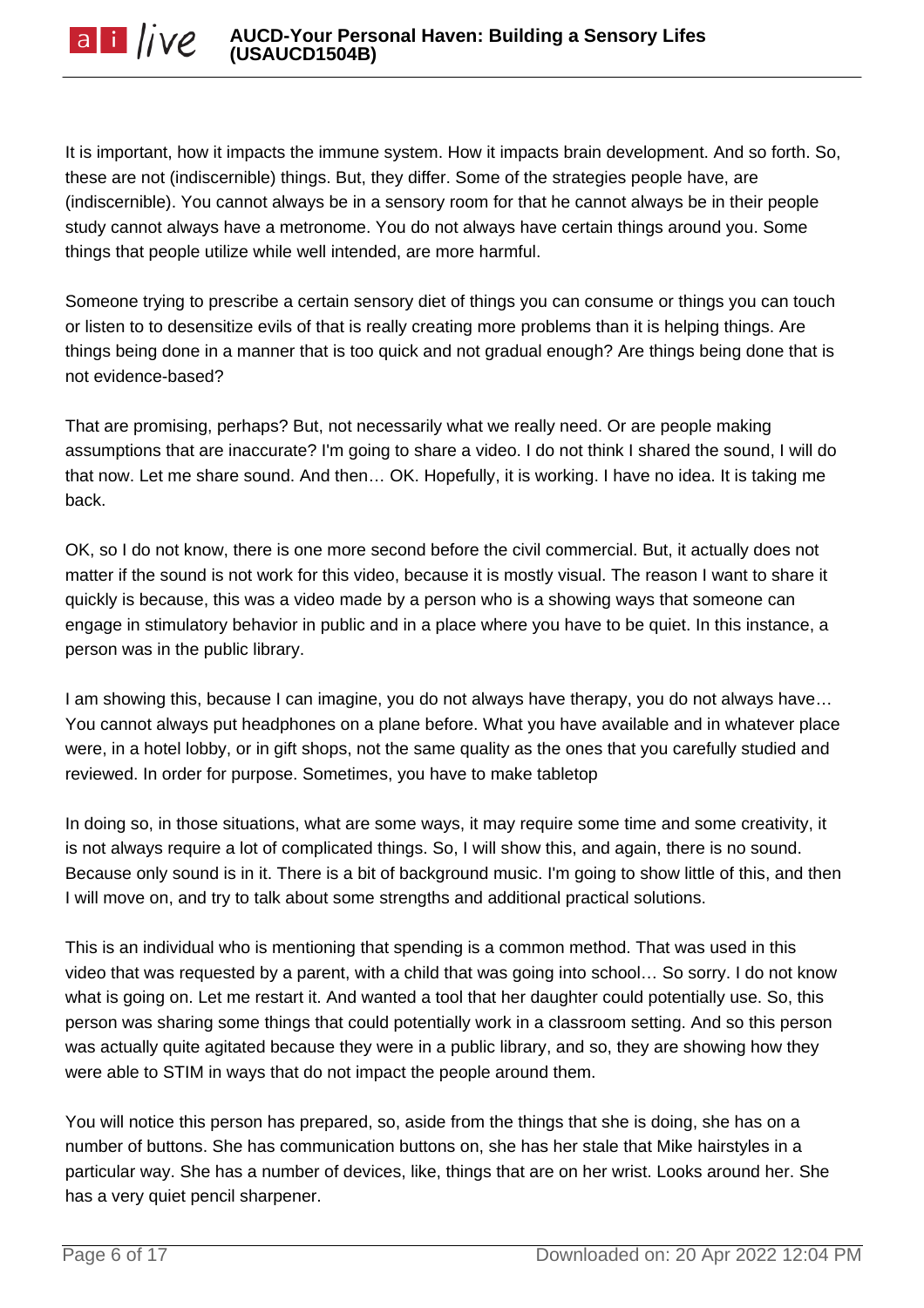It is important, how it impacts the immune system. How it impacts brain development. And so forth. So, these are not (indiscernible) things. But, they differ. Some of the strategies people have, are (indiscernible). You cannot always be in a sensory room for that he cannot always be in their people study cannot always have a metronome. You do not always have certain things around you. Some things that people utilize while well intended, are more harmful.

Someone trying to prescribe a certain sensory diet of things you can consume or things you can touch or listen to to desensitize evils of that is really creating more problems than it is helping things. Are things being done in a manner that is too quick and not gradual enough? Are things being done that is not evidence-based?

That are promising, perhaps? But, not necessarily what we really need. Or are people making assumptions that are inaccurate? I'm going to share a video. I do not think I shared the sound, I will do that now. Let me share sound. And then… OK. Hopefully, it is working. I have no idea. It is taking me back.

OK, so I do not know, there is one more second before the civil commercial. But, it actually does not matter if the sound is not work for this video, because it is mostly visual. The reason I want to share it quickly is because, this was a video made by a person who is a showing ways that someone can engage in stimulatory behavior in public and in a place where you have to be quiet. In this instance, a person was in the public library.

I am showing this, because I can imagine, you do not always have therapy, you do not always have… You cannot always put headphones on a plane before. What you have available and in whatever place were, in a hotel lobby, or in gift shops, not the same quality as the ones that you carefully studied and reviewed. In order for purpose. Sometimes, you have to make tabletop

In doing so, in those situations, what are some ways, it may require some time and some creativity, it is not always require a lot of complicated things. So, I will show this, and again, there is no sound. Because only sound is in it. There is a bit of background music. I'm going to show little of this, and then I will move on, and try to talk about some strengths and additional practical solutions.

This is an individual who is mentioning that spending is a common method. That was used in this video that was requested by a parent, with a child that was going into school… So sorry. I do not know what is going on. Let me restart it. And wanted a tool that her daughter could potentially use. So, this person was sharing some things that could potentially work in a classroom setting. And so this person was actually quite agitated because they were in a public library, and so, they are showing how they were able to STIM in ways that do not impact the people around them.

You will notice this person has prepared, so, aside from the things that she is doing, she has on a number of buttons. She has communication buttons on, she has her stale that Mike hairstyles in a particular way. She has a number of devices, like, things that are on her wrist. Looks around her. She has a very quiet pencil sharpener.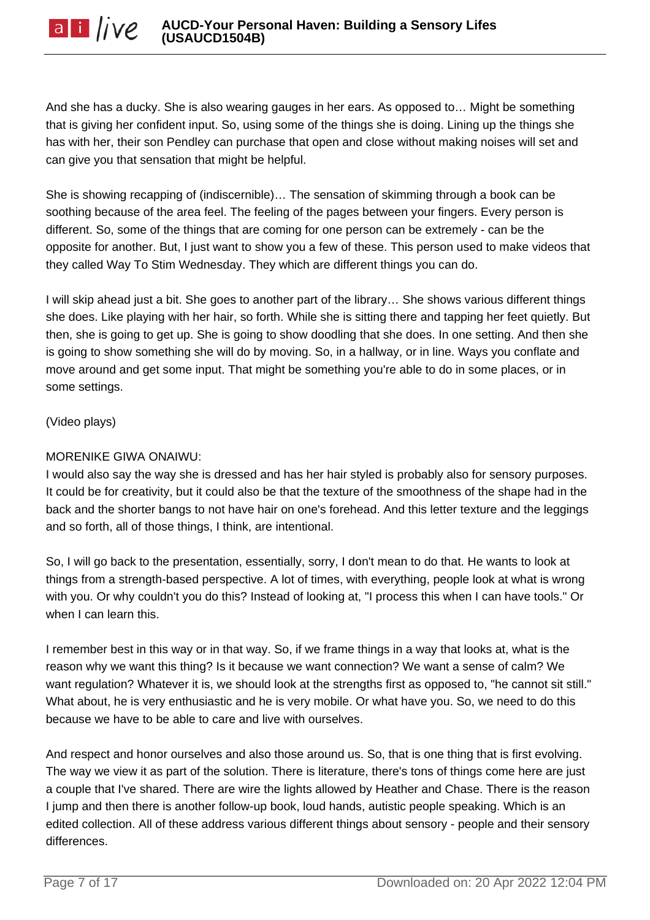And she has a ducky. She is also wearing gauges in her ears. As opposed to… Might be something that is giving her confident input. So, using some of the things she is doing. Lining up the things she has with her, their son Pendley can purchase that open and close without making noises will set and can give you that sensation that might be helpful.

She is showing recapping of (indiscernible)… The sensation of skimming through a book can be soothing because of the area feel. The feeling of the pages between your fingers. Every person is different. So, some of the things that are coming for one person can be extremely - can be the opposite for another. But, I just want to show you a few of these. This person used to make videos that they called Way To Stim Wednesday. They which are different things you can do.

I will skip ahead just a bit. She goes to another part of the library… She shows various different things she does. Like playing with her hair, so forth. While she is sitting there and tapping her feet quietly. But then, she is going to get up. She is going to show doodling that she does. In one setting. And then she is going to show something she will do by moving. So, in a hallway, or in line. Ways you conflate and move around and get some input. That might be something you're able to do in some places, or in some settings.

(Video plays)

MORENIKE GIWA ONAIWU:
I would also say the way she is dressed and has her hair styled is probably also for sensory purposes. It could be for creativity, but it could also be that the texture of the smoothness of the shape had in the back and the shorter bangs to not have hair on one's forehead. And this letter texture and the leggings and so forth, all of those things, I think, are intentional.

So, I will go back to the presentation, essentially, sorry, I don't mean to do that. He wants to look at things from a strength-based perspective. A lot of times, with everything, people look at what is wrong with you. Or why couldn't you do this? Instead of looking at, "I process this when I can have tools." Or when I can learn this.

I remember best in this way or in that way. So, if we frame things in a way that looks at, what is the reason why we want this thing? Is it because we want connection? We want a sense of calm? We want regulation? Whatever it is, we should look at the strengths first as opposed to, "he cannot sit still." What about, he is very enthusiastic and he is very mobile. Or what have you. So, we need to do this because we have to be able to care and live with ourselves.

And respect and honor ourselves and also those around us. So, that is one thing that is first evolving. The way we view it as part of the solution. There is literature, there's tons of things come here are just a couple that I've shared. There are wire the lights allowed by Heather and Chase. There is the reason I jump and then there is another follow-up book, loud hands, autistic people speaking. Which is an edited collection. All of these address various different things about sensory - people and their sensory differences.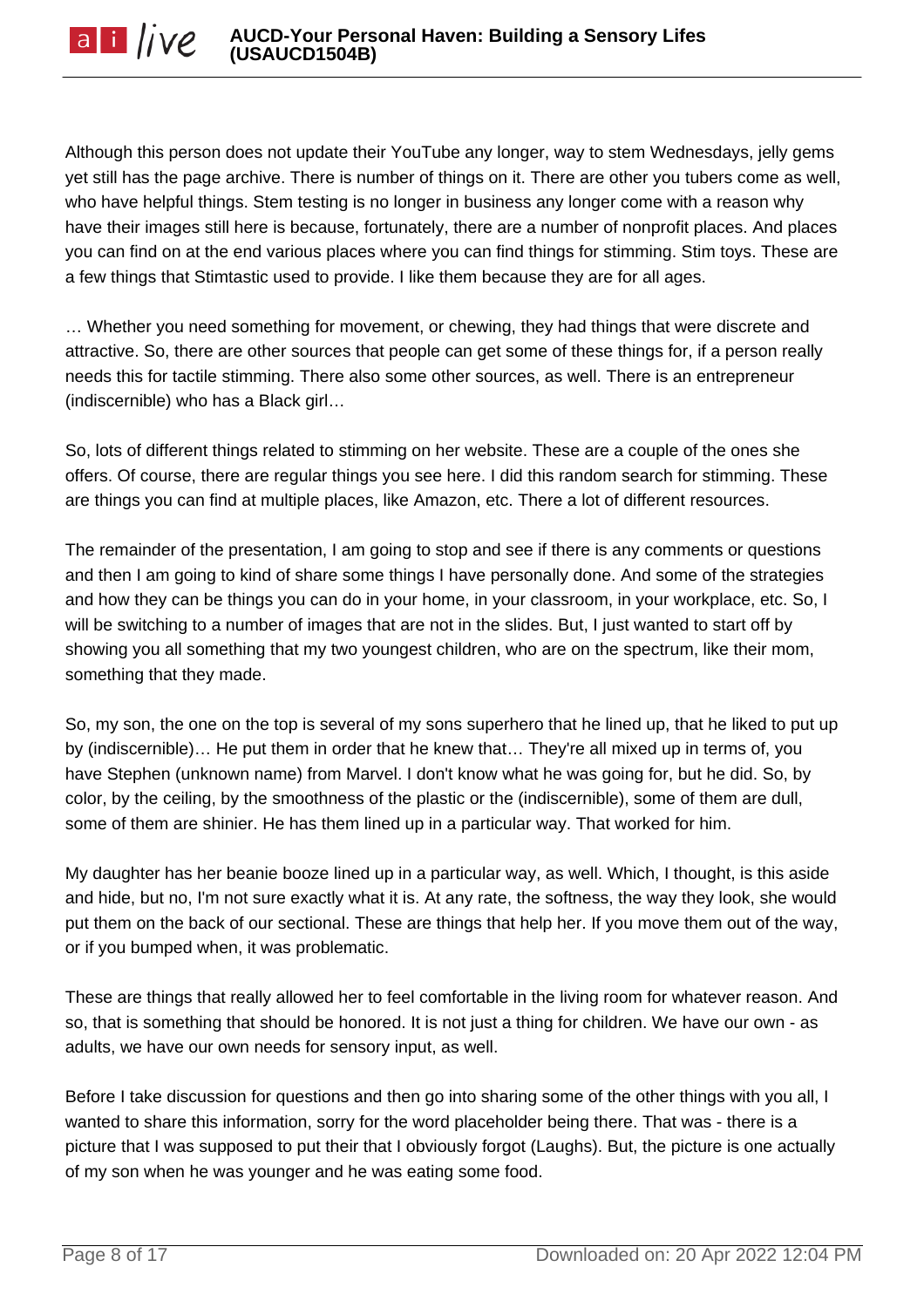Although this person does not update their YouTube any longer, way to stem Wednesdays, jelly gems yet still has the page archive. There is number of things on it. There are other you tubers come as well, who have helpful things. Stem testing is no longer in business any longer come with a reason why have their images still here is because, fortunately, there are a number of nonprofit places. And places you can find on at the end various places where you can find things for stimming. Stim toys. These are a few things that Stimtastic used to provide. I like them because they are for all ages.

… Whether you need something for movement, or chewing, they had things that were discrete and attractive. So, there are other sources that people can get some of these things for, if a person really needs this for tactile stimming. There also some other sources, as well. There is an entrepreneur (indiscernible) who has a Black girl…

So, lots of different things related to stimming on her website. These are a couple of the ones she offers. Of course, there are regular things you see here. I did this random search for stimming. These are things you can find at multiple places, like Amazon, etc. There a lot of different resources.

The remainder of the presentation, I am going to stop and see if there is any comments or questions and then I am going to kind of share some things I have personally done. And some of the strategies and how they can be things you can do in your home, in your classroom, in your workplace, etc. So, I will be switching to a number of images that are not in the slides. But, I just wanted to start off by showing you all something that my two youngest children, who are on the spectrum, like their mom, something that they made.

So, my son, the one on the top is several of my sons superhero that he lined up, that he liked to put up by (indiscernible)… He put them in order that he knew that… They're all mixed up in terms of, you have Stephen (unknown name) from Marvel. I don't know what he was going for, but he did. So, by color, by the ceiling, by the smoothness of the plastic or the (indiscernible), some of them are dull, some of them are shinier. He has them lined up in a particular way. That worked for him.

My daughter has her beanie booze lined up in a particular way, as well. Which, I thought, is this aside and hide, but no, I'm not sure exactly what it is. At any rate, the softness, the way they look, she would put them on the back of our sectional. These are things that help her. If you move them out of the way, or if you bumped when, it was problematic.

These are things that really allowed her to feel comfortable in the living room for whatever reason. And so, that is something that should be honored. It is not just a thing for children. We have our own - as adults, we have our own needs for sensory input, as well.

Before I take discussion for questions and then go into sharing some of the other things with you all, I wanted to share this information, sorry for the word placeholder being there. That was - there is a picture that I was supposed to put their that I obviously forgot (Laughs). But, the picture is one actually of my son when he was younger and he was eating some food.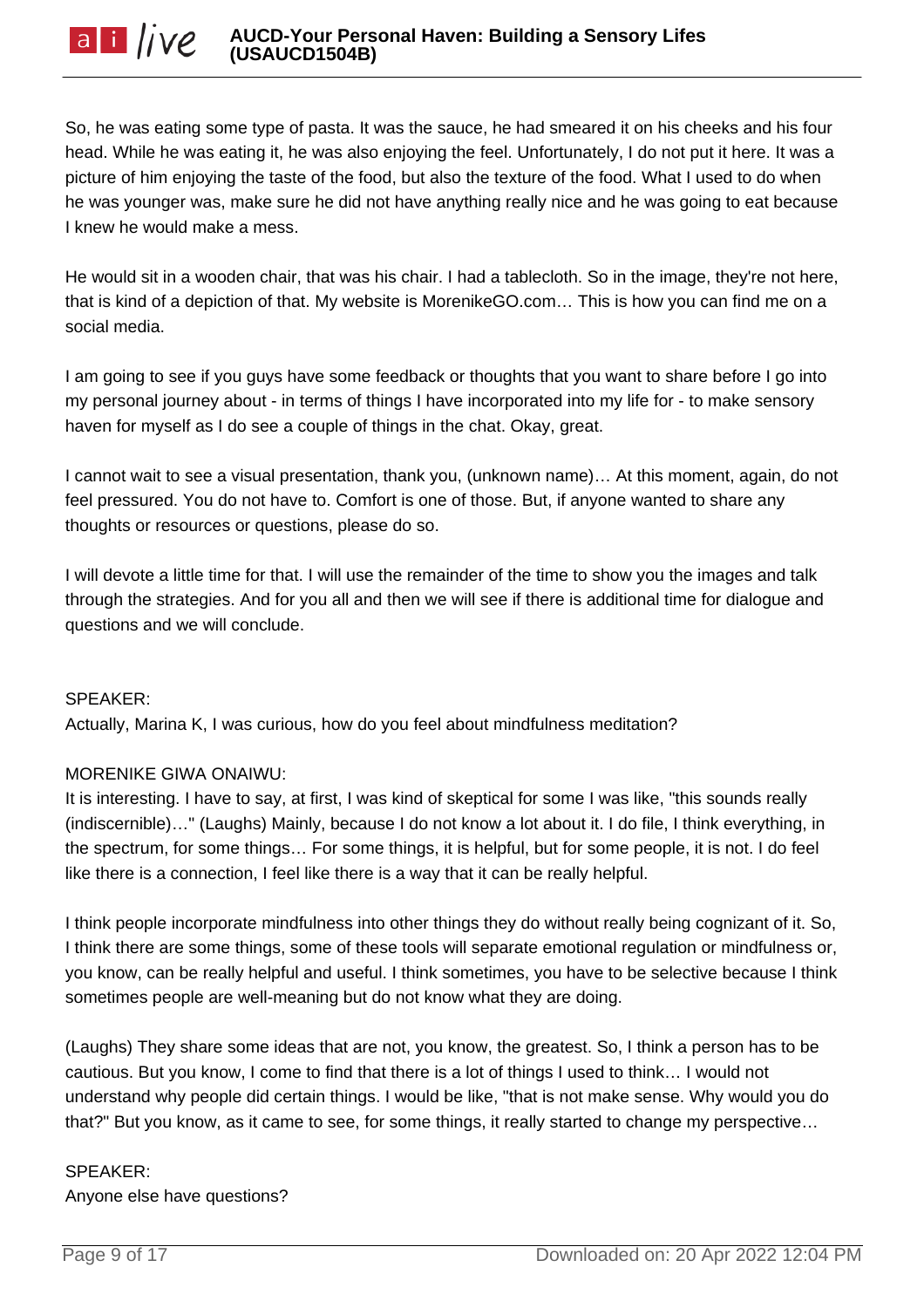So, he was eating some type of pasta. It was the sauce, he had smeared it on his cheeks and his four head. While he was eating it, he was also enjoying the feel. Unfortunately, I do not put it here. It was a picture of him enjoying the taste of the food, but also the texture of the food. What I used to do when he was younger was, make sure he did not have anything really nice and he was going to eat because I knew he would make a mess.

He would sit in a wooden chair, that was his chair. I had a tablecloth. So in the image, they're not here, that is kind of a depiction of that. My website is MorenikeGO.com… This is how you can find me on a social media.

I am going to see if you guys have some feedback or thoughts that you want to share before I go into my personal journey about - in terms of things I have incorporated into my life for - to make sensory haven for myself as I do see a couple of things in the chat. Okay, great.

I cannot wait to see a visual presentation, thank you, (unknown name)… At this moment, again, do not feel pressured. You do not have to. Comfort is one of those. But, if anyone wanted to share any thoughts or resources or questions, please do so.

I will devote a little time for that. I will use the remainder of the time to show you the images and talk through the strategies. And for you all and then we will see if there is additional time for dialogue and questions and we will conclude.

SPEAKER:
Actually, Marina K, I was curious, how do you feel about mindfulness meditation?

MORENIKE GIWA ONAIWU:
It is interesting. I have to say, at first, I was kind of skeptical for some I was like, "this sounds really (indiscernible)…" (Laughs) Mainly, because I do not know a lot about it. I do file, I think everything, in the spectrum, for some things… For some things, it is helpful, but for some people, it is not. I do feel like there is a connection, I feel like there is a way that it can be really helpful.

I think people incorporate mindfulness into other things they do without really being cognizant of it. So, I think there are some things, some of these tools will separate emotional regulation or mindfulness or, you know, can be really helpful and useful. I think sometimes, you have to be selective because I think sometimes people are well-meaning but do not know what they are doing.

(Laughs) They share some ideas that are not, you know, the greatest. So, I think a person has to be cautious. But you know, I come to find that there is a lot of things I used to think… I would not understand why people did certain things. I would be like, "that is not make sense. Why would you do that?" But you know, as it came to see, for some things, it really started to change my perspective…

SPEAKER:
Anyone else have questions?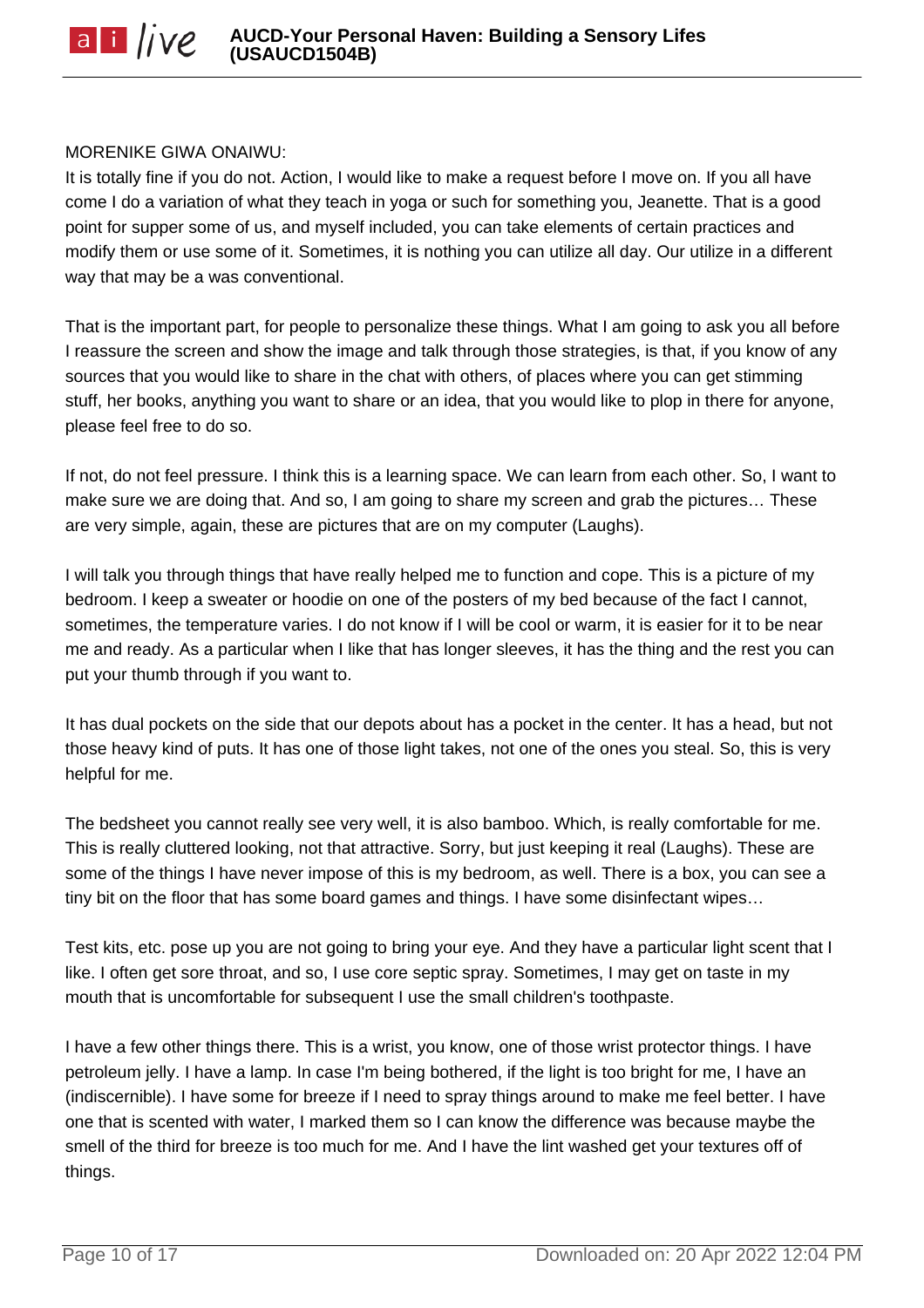MORENIKE GIWA ONAIWU:

It is totally fine if you do not. Action, I would like to make a request before I move on. If you all have come I do a variation of what they teach in yoga or such for something you, Jeanette. That is a good point for supper some of us, and myself included, you can take elements of certain practices and modify them or use some of it. Sometimes, it is nothing you can utilize all day. Our utilize in a different way that may be a was conventional.

That is the important part, for people to personalize these things. What I am going to ask you all before I reassure the screen and show the image and talk through those strategies, is that, if you know of any sources that you would like to share in the chat with others, of places where you can get stimming stuff, her books, anything you want to share or an idea, that you would like to plop in there for anyone, please feel free to do so.

If not, do not feel pressure. I think this is a learning space. We can learn from each other. So, I want to make sure we are doing that. And so, I am going to share my screen and grab the pictures… These are very simple, again, these are pictures that are on my computer (Laughs).

I will talk you through things that have really helped me to function and cope. This is a picture of my bedroom. I keep a sweater or hoodie on one of the posters of my bed because of the fact I cannot, sometimes, the temperature varies. I do not know if I will be cool or warm, it is easier for it to be near me and ready. As a particular when I like that has longer sleeves, it has the thing and the rest you can put your thumb through if you want to.

It has dual pockets on the side that our depots about has a pocket in the center. It has a head, but not those heavy kind of puts. It has one of those light takes, not one of the ones you steal. So, this is very helpful for me.

The bedsheet you cannot really see very well, it is also bamboo. Which, is really comfortable for me. This is really cluttered looking, not that attractive. Sorry, but just keeping it real (Laughs). These are some of the things I have never impose of this is my bedroom, as well. There is a box, you can see a tiny bit on the floor that has some board games and things. I have some disinfectant wipes…

Test kits, etc. pose up you are not going to bring your eye. And they have a particular light scent that I like. I often get sore throat, and so, I use core septic spray. Sometimes, I may get on taste in my mouth that is uncomfortable for subsequent I use the small children's toothpaste.

I have a few other things there. This is a wrist, you know, one of those wrist protector things. I have petroleum jelly. I have a lamp. In case I'm being bothered, if the light is too bright for me, I have an (indiscernible). I have some for breeze if I need to spray things around to make me feel better. I have one that is scented with water, I marked them so I can know the difference was because maybe the smell of the third for breeze is too much for me. And I have the lint washed get your textures off of things.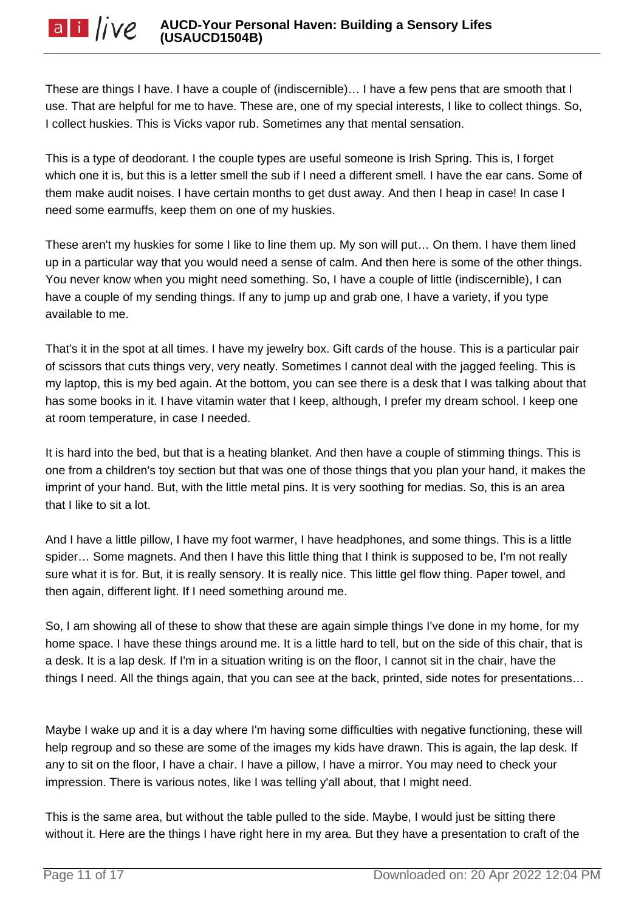These are things I have. I have a couple of (indiscernible)… I have a few pens that are smooth that I use. That are helpful for me to have. These are, one of my special interests, I like to collect things. So, I collect huskies. This is Vicks vapor rub. Sometimes any that mental sensation.

This is a type of deodorant. I the couple types are useful someone is Irish Spring. This is, I forget which one it is, but this is a letter smell the sub if I need a different smell. I have the ear cans. Some of them make audit noises. I have certain months to get dust away. And then I heap in case! In case I need some earmuffs, keep them on one of my huskies.

These aren't my huskies for some I like to line them up. My son will put… On them. I have them lined up in a particular way that you would need a sense of calm. And then here is some of the other things. You never know when you might need something. So, I have a couple of little (indiscernible), I can have a couple of my sending things. If any to jump up and grab one, I have a variety, if you type available to me.

That's it in the spot at all times. I have my jewelry box. Gift cards of the house. This is a particular pair of scissors that cuts things very, very neatly. Sometimes I cannot deal with the jagged feeling. This is my laptop, this is my bed again. At the bottom, you can see there is a desk that I was talking about that has some books in it. I have vitamin water that I keep, although, I prefer my dream school. I keep one at room temperature, in case I needed.

It is hard into the bed, but that is a heating blanket. And then have a couple of stimming things. This is one from a children's toy section but that was one of those things that you plan your hand, it makes the imprint of your hand. But, with the little metal pins. It is very soothing for medias. So, this is an area that I like to sit a lot.

And I have a little pillow, I have my foot warmer, I have headphones, and some things. This is a little spider… Some magnets. And then I have this little thing that I think is supposed to be, I'm not really sure what it is for. But, it is really sensory. It is really nice. This little gel flow thing. Paper towel, and then again, different light. If I need something around me.

So, I am showing all of these to show that these are again simple things I've done in my home, for my home space. I have these things around me. It is a little hard to tell, but on the side of this chair, that is a desk. It is a lap desk. If I'm in a situation writing is on the floor, I cannot sit in the chair, have the things I need. All the things again, that you can see at the back, printed, side notes for presentations…

Maybe I wake up and it is a day where I'm having some difficulties with negative functioning, these will help regroup and so these are some of the images my kids have drawn. This is again, the lap desk. If any to sit on the floor, I have a chair. I have a pillow, I have a mirror. You may need to check your impression. There is various notes, like I was telling y'all about, that I might need.

This is the same area, but without the table pulled to the side. Maybe, I would just be sitting there without it. Here are the things I have right here in my area. But they have a presentation to craft of the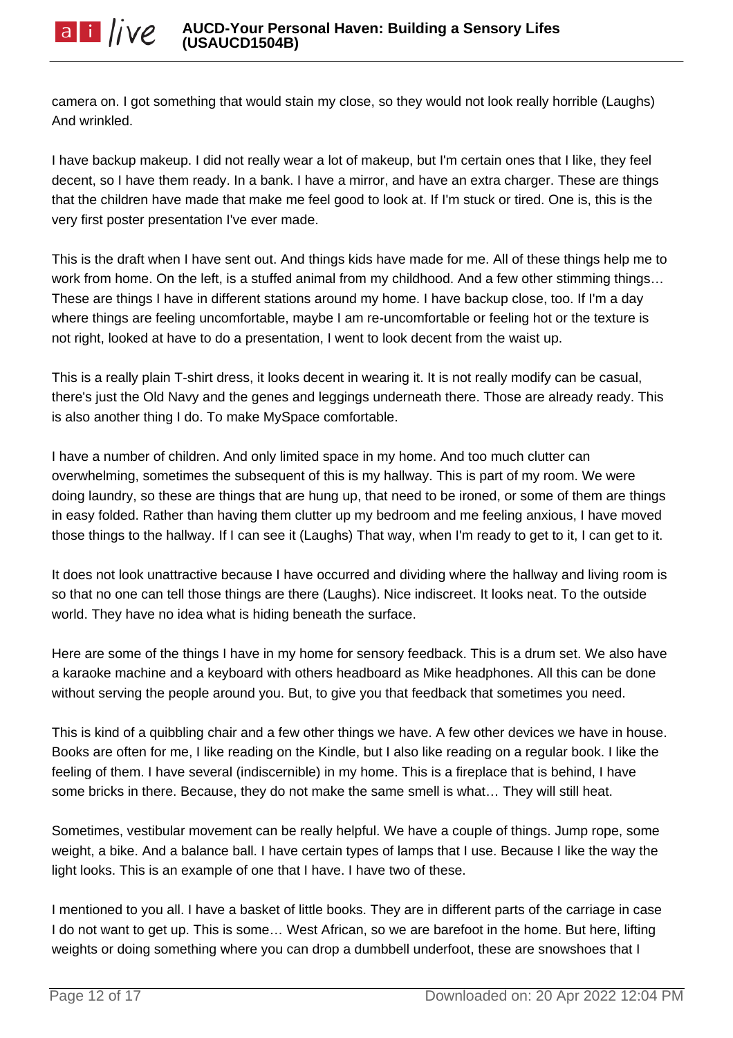camera on. I got something that would stain my close, so they would not look really horrible (Laughs) And wrinkled.

I have backup makeup. I did not really wear a lot of makeup, but I'm certain ones that I like, they feel decent, so I have them ready. In a bank. I have a mirror, and have an extra charger. These are things that the children have made that make me feel good to look at. If I'm stuck or tired. One is, this is the very first poster presentation I've ever made.

This is the draft when I have sent out. And things kids have made for me. All of these things help me to work from home. On the left, is a stuffed animal from my childhood. And a few other stimming things… These are things I have in different stations around my home. I have backup close, too. If I'm a day where things are feeling uncomfortable, maybe I am re-uncomfortable or feeling hot or the texture is not right, looked at have to do a presentation, I went to look decent from the waist up.

This is a really plain T-shirt dress, it looks decent in wearing it. It is not really modify can be casual, there's just the Old Navy and the genes and leggings underneath there. Those are already ready. This is also another thing I do. To make MySpace comfortable.

I have a number of children. And only limited space in my home. And too much clutter can overwhelming, sometimes the subsequent of this is my hallway. This is part of my room. We were doing laundry, so these are things that are hung up, that need to be ironed, or some of them are things in easy folded. Rather than having them clutter up my bedroom and me feeling anxious, I have moved those things to the hallway. If I can see it (Laughs) That way, when I'm ready to get to it, I can get to it.

It does not look unattractive because I have occurred and dividing where the hallway and living room is so that no one can tell those things are there (Laughs). Nice indiscreet. It looks neat. To the outside world. They have no idea what is hiding beneath the surface.

Here are some of the things I have in my home for sensory feedback. This is a drum set. We also have a karaoke machine and a keyboard with others headboard as Mike headphones. All this can be done without serving the people around you. But, to give you that feedback that sometimes you need.

This is kind of a quibbling chair and a few other things we have. A few other devices we have in house. Books are often for me, I like reading on the Kindle, but I also like reading on a regular book. I like the feeling of them. I have several (indiscernible) in my home. This is a fireplace that is behind, I have some bricks in there. Because, they do not make the same smell is what… They will still heat.

Sometimes, vestibular movement can be really helpful. We have a couple of things. Jump rope, some weight, a bike. And a balance ball. I have certain types of lamps that I use. Because I like the way the light looks. This is an example of one that I have. I have two of these.

I mentioned to you all. I have a basket of little books. They are in different parts of the carriage in case I do not want to get up. This is some… West African, so we are barefoot in the home. But here, lifting weights or doing something where you can drop a dumbbell underfoot, these are snowshoes that I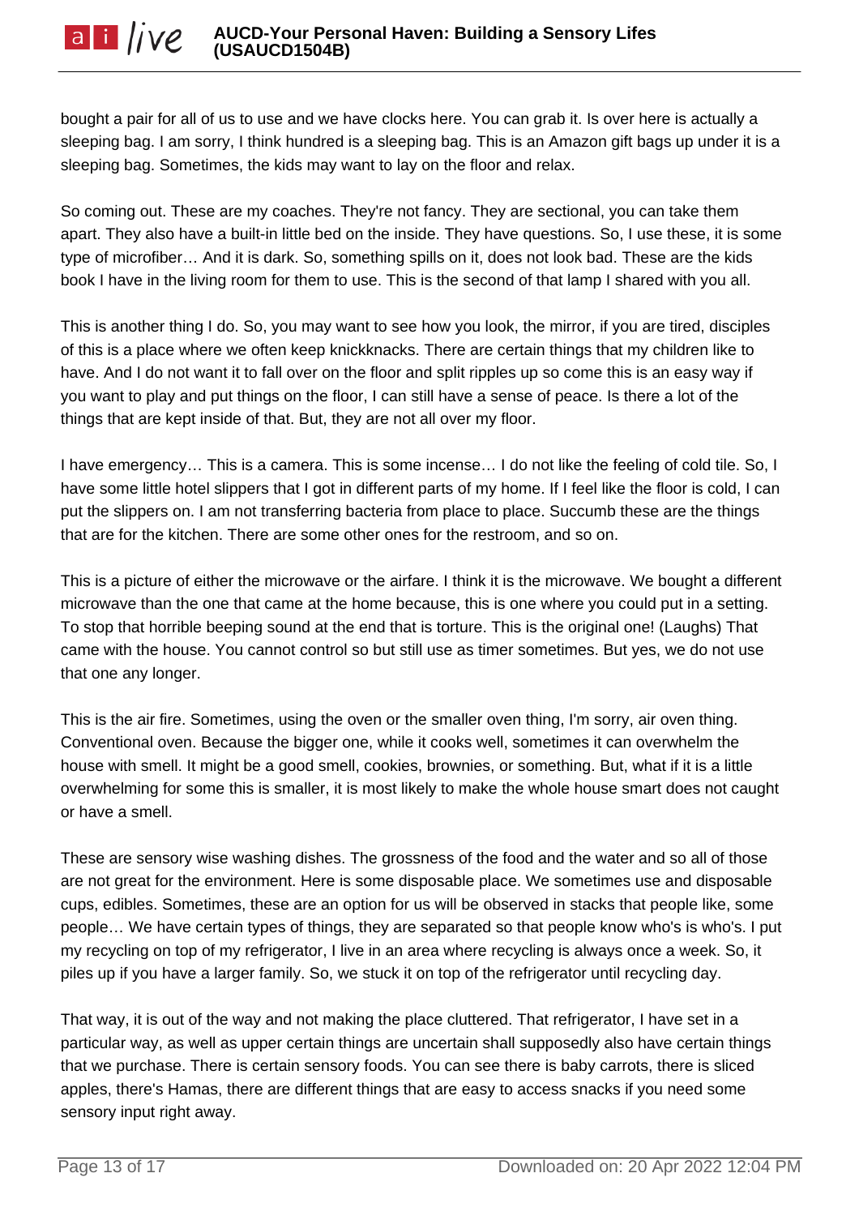bought a pair for all of us to use and we have clocks here. You can grab it. Is over here is actually a sleeping bag. I am sorry, I think hundred is a sleeping bag. This is an Amazon gift bags up under it is a sleeping bag. Sometimes, the kids may want to lay on the floor and relax.

So coming out. These are my coaches. They're not fancy. They are sectional, you can take them apart. They also have a built-in little bed on the inside. They have questions. So, I use these, it is some type of microfiber… And it is dark. So, something spills on it, does not look bad. These are the kids book I have in the living room for them to use. This is the second of that lamp I shared with you all.

This is another thing I do. So, you may want to see how you look, the mirror, if you are tired, disciples of this is a place where we often keep knickknacks. There are certain things that my children like to have. And I do not want it to fall over on the floor and split ripples up so come this is an easy way if you want to play and put things on the floor, I can still have a sense of peace. Is there a lot of the things that are kept inside of that. But, they are not all over my floor.

I have emergency… This is a camera. This is some incense… I do not like the feeling of cold tile. So, I have some little hotel slippers that I got in different parts of my home. If I feel like the floor is cold, I can put the slippers on. I am not transferring bacteria from place to place. Succumb these are the things that are for the kitchen. There are some other ones for the restroom, and so on.

This is a picture of either the microwave or the airfare. I think it is the microwave. We bought a different microwave than the one that came at the home because, this is one where you could put in a setting. To stop that horrible beeping sound at the end that is torture. This is the original one! (Laughs) That came with the house. You cannot control so but still use as timer sometimes. But yes, we do not use that one any longer.

This is the air fire. Sometimes, using the oven or the smaller oven thing, I'm sorry, air oven thing. Conventional oven. Because the bigger one, while it cooks well, sometimes it can overwhelm the house with smell. It might be a good smell, cookies, brownies, or something. But, what if it is a little overwhelming for some this is smaller, it is most likely to make the whole house smart does not caught or have a smell.

These are sensory wise washing dishes. The grossness of the food and the water and so all of those are not great for the environment. Here is some disposable place. We sometimes use and disposable cups, edibles. Sometimes, these are an option for us will be observed in stacks that people like, some people… We have certain types of things, they are separated so that people know who's is who's. I put my recycling on top of my refrigerator, I live in an area where recycling is always once a week. So, it piles up if you have a larger family. So, we stuck it on top of the refrigerator until recycling day.

That way, it is out of the way and not making the place cluttered. That refrigerator, I have set in a particular way, as well as upper certain things are uncertain shall supposedly also have certain things that we purchase. There is certain sensory foods. You can see there is baby carrots, there is sliced apples, there's Hamas, there are different things that are easy to access snacks if you need some sensory input right away.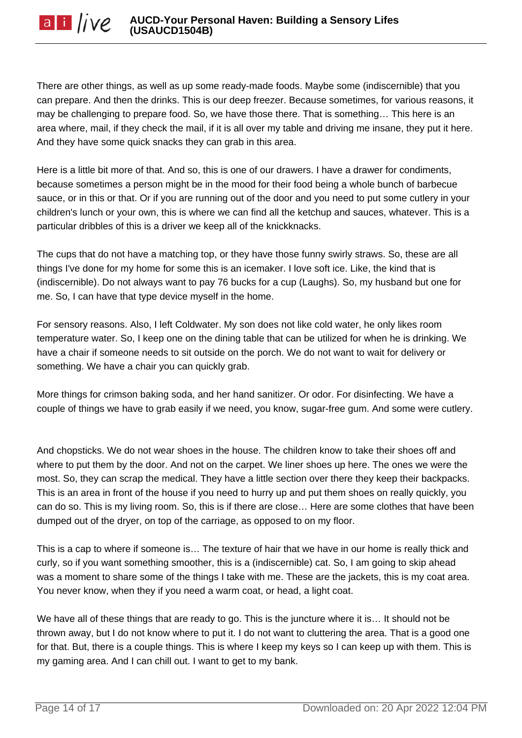There are other things, as well as up some ready-made foods. Maybe some (indiscernible) that you can prepare. And then the drinks. This is our deep freezer. Because sometimes, for various reasons, it may be challenging to prepare food. So, we have those there. That is something… This here is an area where, mail, if they check the mail, if it is all over my table and driving me insane, they put it here. And they have some quick snacks they can grab in this area.

Here is a little bit more of that. And so, this is one of our drawers. I have a drawer for condiments, because sometimes a person might be in the mood for their food being a whole bunch of barbecue sauce, or in this or that. Or if you are running out of the door and you need to put some cutlery in your children's lunch or your own, this is where we can find all the ketchup and sauces, whatever. This is a particular dribbles of this is a driver we keep all of the knickknacks.

The cups that do not have a matching top, or they have those funny swirly straws. So, these are all things I've done for my home for some this is an icemaker. I love soft ice. Like, the kind that is (indiscernible). Do not always want to pay 76 bucks for a cup (Laughs). So, my husband but one for me. So, I can have that type device myself in the home.

For sensory reasons. Also, I left Coldwater. My son does not like cold water, he only likes room temperature water. So, I keep one on the dining table that can be utilized for when he is drinking. We have a chair if someone needs to sit outside on the porch. We do not want to wait for delivery or something. We have a chair you can quickly grab.

More things for crimson baking soda, and her hand sanitizer. Or odor. For disinfecting. We have a couple of things we have to grab easily if we need, you know, sugar-free gum. And some were cutlery.

And chopsticks. We do not wear shoes in the house. The children know to take their shoes off and where to put them by the door. And not on the carpet. We liner shoes up here. The ones we were the most. So, they can scrap the medical. They have a little section over there they keep their backpacks. This is an area in front of the house if you need to hurry up and put them shoes on really quickly, you can do so. This is my living room. So, this is if there are close… Here are some clothes that have been dumped out of the dryer, on top of the carriage, as opposed to on my floor.

This is a cap to where if someone is… The texture of hair that we have in our home is really thick and curly, so if you want something smoother, this is a (indiscernible) cat. So, I am going to skip ahead was a moment to share some of the things I take with me. These are the jackets, this is my coat area. You never know, when they if you need a warm coat, or head, a light coat.

We have all of these things that are ready to go. This is the juncture where it is… It should not be thrown away, but I do not know where to put it. I do not want to cluttering the area. That is a good one for that. But, there is a couple things. This is where I keep my keys so I can keep up with them. This is my gaming area. And I can chill out. I want to get to my bank.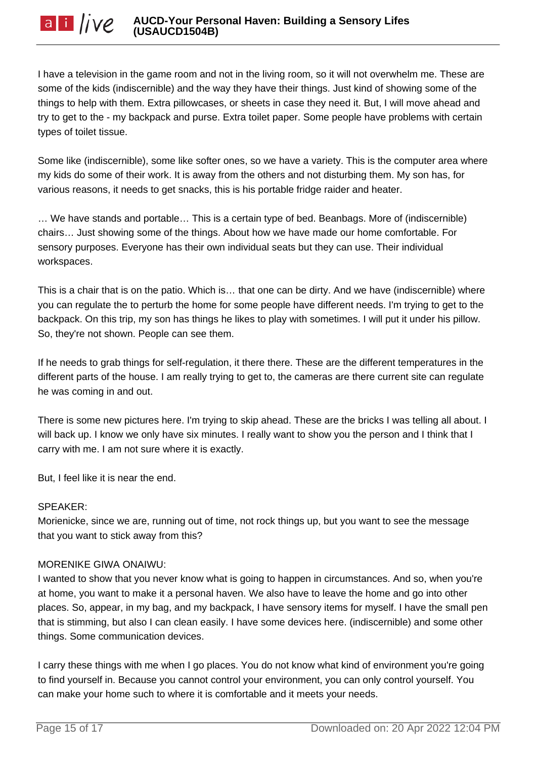I have a television in the game room and not in the living room, so it will not overwhelm me. These are some of the kids (indiscernible) and the way they have their things. Just kind of showing some of the things to help with them. Extra pillowcases, or sheets in case they need it. But, I will move ahead and try to get to the - my backpack and purse. Extra toilet paper. Some people have problems with certain types of toilet tissue.

Some like (indiscernible), some like softer ones, so we have a variety. This is the computer area where my kids do some of their work. It is away from the others and not disturbing them. My son has, for various reasons, it needs to get snacks, this is his portable fridge raider and heater.

… We have stands and portable… This is a certain type of bed. Beanbags. More of (indiscernible) chairs… Just showing some of the things. About how we have made our home comfortable. For sensory purposes. Everyone has their own individual seats but they can use. Their individual workspaces.

This is a chair that is on the patio. Which is… that one can be dirty. And we have (indiscernible) where you can regulate the to perturb the home for some people have different needs. I'm trying to get to the backpack. On this trip, my son has things he likes to play with sometimes. I will put it under his pillow. So, they're not shown. People can see them.

If he needs to grab things for self-regulation, it there there. These are the different temperatures in the different parts of the house. I am really trying to get to, the cameras are there current site can regulate he was coming in and out.

There is some new pictures here. I'm trying to skip ahead. These are the bricks I was telling all about. I will back up. I know we only have six minutes. I really want to show you the person and I think that I carry with me. I am not sure where it is exactly.

But, I feel like it is near the end.

SPEAKER:
Morienicke, since we are, running out of time, not rock things up, but you want to see the message that you want to stick away from this?

MORENIKE GIWA ONAIWU:
I wanted to show that you never know what is going to happen in circumstances. And so, when you're at home, you want to make it a personal haven. We also have to leave the home and go into other places. So, appear, in my bag, and my backpack, I have sensory items for myself. I have the small pen that is stimming, but also I can clean easily. I have some devices here. (indiscernible) and some other things. Some communication devices.

I carry these things with me when I go places. You do not know what kind of environment you're going to find yourself in. Because you cannot control your environment, you can only control yourself. You can make your home such to where it is comfortable and it meets your needs.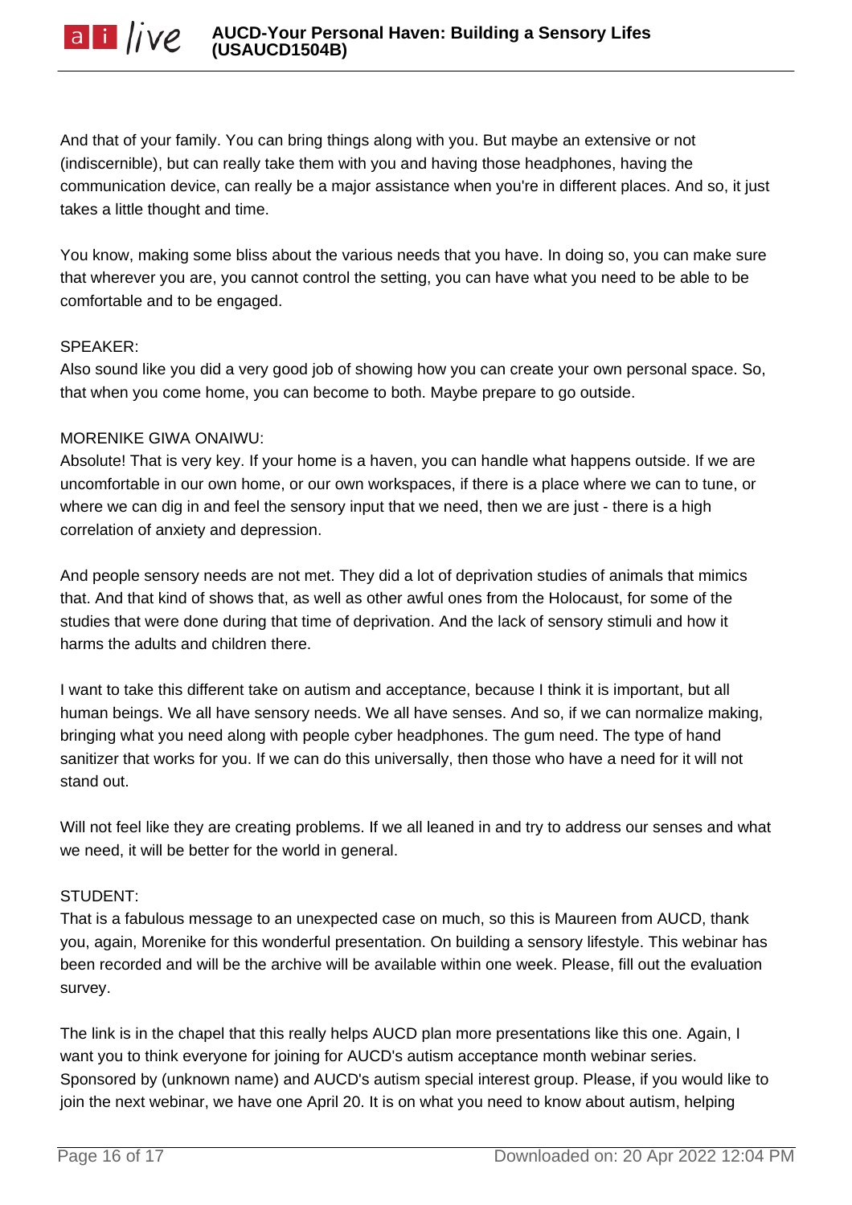And that of your family. You can bring things along with you. But maybe an extensive or not (indiscernible), but can really take them with you and having those headphones, having the communication device, can really be a major assistance when you're in different places. And so, it just takes a little thought and time.

You know, making some bliss about the various needs that you have. In doing so, you can make sure that wherever you are, you cannot control the setting, you can have what you need to be able to be comfortable and to be engaged.

SPEAKER:
Also sound like you did a very good job of showing how you can create your own personal space. So, that when you come home, you can become to both. Maybe prepare to go outside.

MORENIKE GIWA ONAIWU:
Absolute! That is very key. If your home is a haven, you can handle what happens outside. If we are uncomfortable in our own home, or our own workspaces, if there is a place where we can to tune, or where we can dig in and feel the sensory input that we need, then we are just - there is a high correlation of anxiety and depression.

And people sensory needs are not met. They did a lot of deprivation studies of animals that mimics that. And that kind of shows that, as well as other awful ones from the Holocaust, for some of the studies that were done during that time of deprivation. And the lack of sensory stimuli and how it harms the adults and children there.

I want to take this different take on autism and acceptance, because I think it is important, but all human beings. We all have sensory needs. We all have senses. And so, if we can normalize making, bringing what you need along with people cyber headphones. The gum need. The type of hand sanitizer that works for you. If we can do this universally, then those who have a need for it will not stand out.

Will not feel like they are creating problems. If we all leaned in and try to address our senses and what we need, it will be better for the world in general.

STUDENT:
That is a fabulous message to an unexpected case on much, so this is Maureen from AUCD, thank you, again, Morenike for this wonderful presentation. On building a sensory lifestyle. This webinar has been recorded and will be the archive will be available within one week. Please, fill out the evaluation survey.

The link is in the chapel that this really helps AUCD plan more presentations like this one. Again, I want you to think everyone for joining for AUCD's autism acceptance month webinar series. Sponsored by (unknown name) and AUCD's autism special interest group. Please, if you would like to join the next webinar, we have one April 20. It is on what you need to know about autism, helping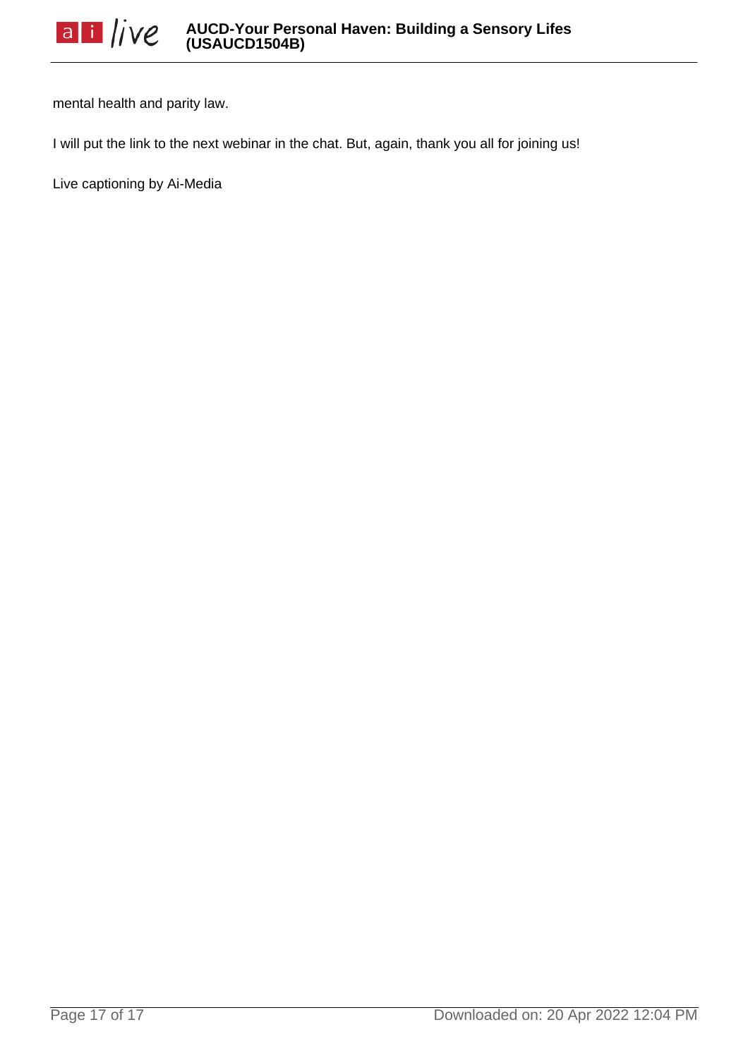mental health and parity law.

I will put the link to the next webinar in the chat. But, again, thank you all for joining us!

Live captioning by Ai-Media